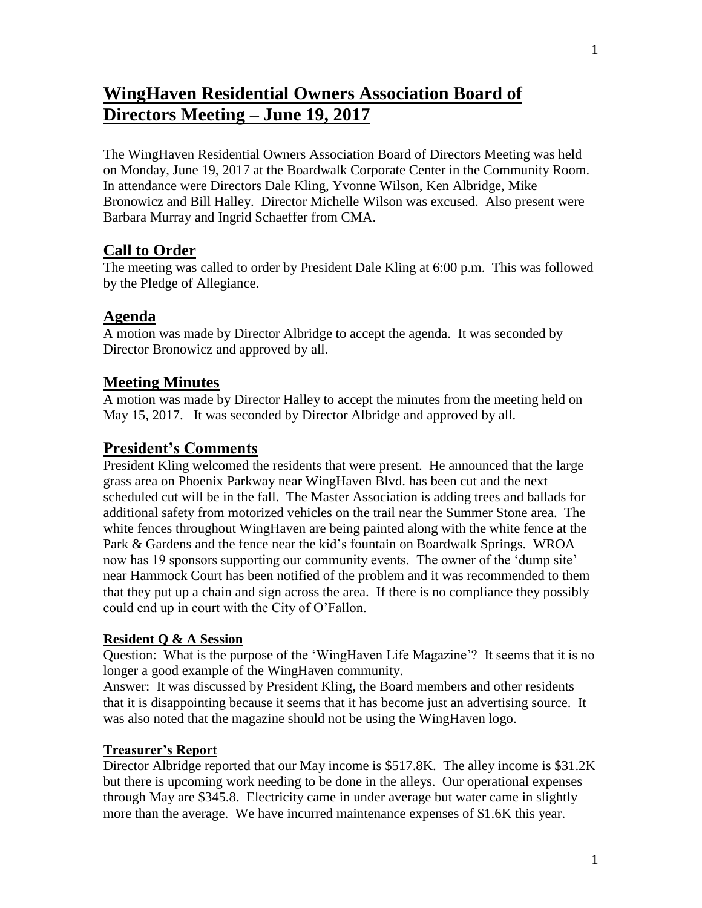# WingHaven Residential Owners Association Board of Directors Meeting – June 19, 2017

The WingHaven Residential Owners Association Board of Directors Meeting was held on Monday, June 19, 2017 at the Boardwalk Corporate Center in the Community Room. In attendance were Directors Dale Kling, Yvonne Wilson, Ken Albridge, Mike Bronowicz and Bill Halley. Director Michelle Wilson was excused. Also present were Barbara Murray and Ingrid Schaeffer from CMA.

## Call to Order

The meeting was called to order by President Dale Kling at 6:00 p.m. This was followed by the Pledge of Allegiance.

## Agenda

A motion was made by Director Albridge to accept the agenda. It was seconded by Director Bronowicz and approved by all.

## Meeting Minutes

A motion was made by Director Halley to accept the minutes from the meeting held on May 15, 2017. It was seconded by Director Albridge and approved by all.

## President's Comments

President Kling welcomed the residents that were present. He announced that the large grass area on Phoenix Parkway near WingHaven Blvd. has been cut and the next scheduled cut will be in the fall. The Master Association is adding trees and ballads for additional safety from motorized vehicles on the trail near the Summer Stone area. The white fences throughout WingHaven are being painted along with the white fence at the Park & Gardens and the fence near the kid's fountain on Boardwalk Springs. WROA now has 19 sponsors supporting our community events. The owner of the 'dump site' near Hammock Court has been notified of the problem and it was recommended to them that they put up a chain and sign across the area. If there is no compliance they possibly could end up in court with the City of O'Fallon.

#### Resident Q & A Session

Question: What is the purpose of the 'WingHaven Life Magazine'? It seems that it is no longer a good example of the WingHaven community.

Answer: It was discussed by President Kling, the Board members and other residents that it is disappointing because it seems that it has become just an advertising source. It was also noted that the magazine should not be using the WingHaven logo.

#### Treasurer's Report

Director Albridge reported that our May income is $517.8K. The alley income is $31.2K but there is upcoming work needing to be done in the alleys. Our operational expenses through May are $345.8. Electricity came in under average but water came in slightly more than the average. We have incurred maintenance expenses of $1.6K this year.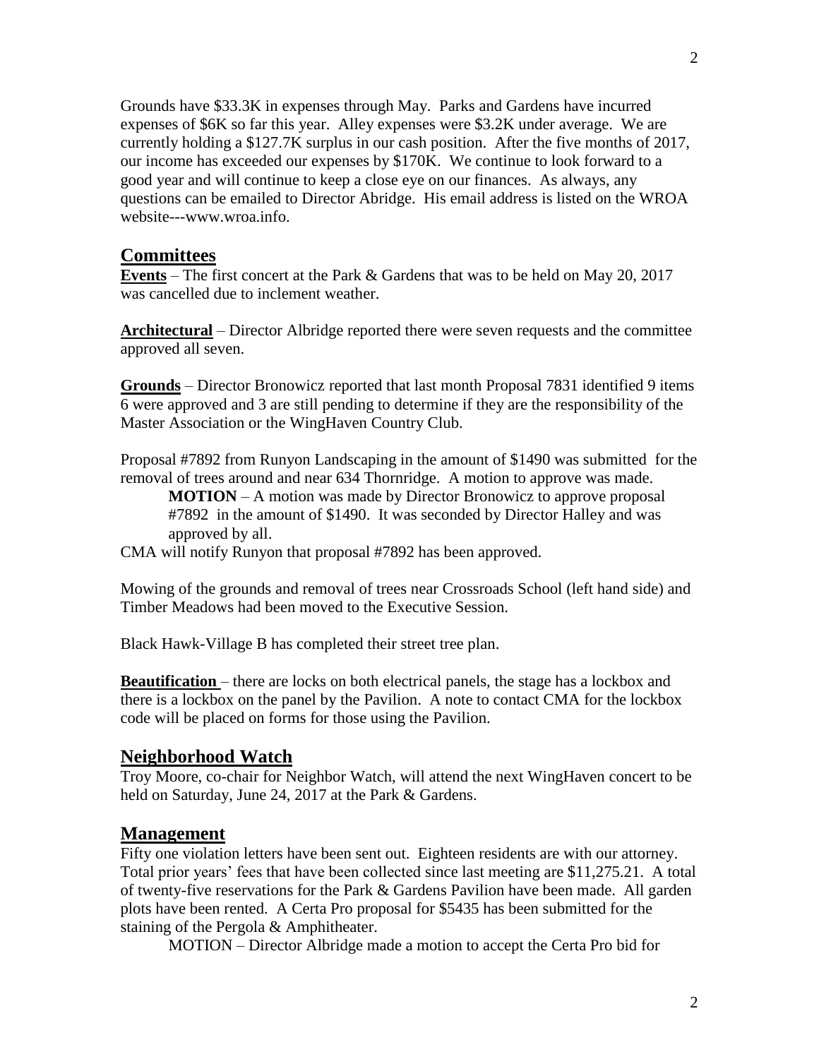Grounds have $33.3K in expenses through May. Parks and Gardens have incurred expenses of $6K so far this year. Alley expenses were $3.2K under average. We are currently holding a $127.7K surplus in our cash position. After the five months of 2017, our income has exceeded our expenses by $170K. We continue to look forward to a good year and will continue to keep a close eye on our finances. As always, any questions can be emailed to Director Abridge. His email address is listed on the WROA website---www.wroa.info.

## Committees

**Events** – The first concert at the Park & Gardens that was to be held on May 20, 2017 was cancelled due to inclement weather.

**Architectural** – Director Albridge reported there were seven requests and the committee approved all seven.

**Grounds** – Director Bronowicz reported that last month Proposal 7831 identified 9 items 6 were approved and 3 are still pending to determine if they are the responsibility of the Master Association or the WingHaven Country Club.

Proposal #7892 from Runyon Landscaping in the amount of $1490 was submitted for the removal of trees around and near 634 Thornridge. A motion to approve was made.

> **MOTION** – A motion was made by Director Bronowicz to approve proposal #7892 in the amount of $1490. It was seconded by Director Halley and was approved by all.

CMA will notify Runyon that proposal #7892 has been approved.

Mowing of the grounds and removal of trees near Crossroads School (left hand side) and Timber Meadows had been moved to the Executive Session.

Black Hawk-Village B has completed their street tree plan.

**Beautification** – there are locks on both electrical panels, the stage has a lockbox and there is a lockbox on the panel by the Pavilion. A note to contact CMA for the lockbox code will be placed on forms for those using the Pavilion.

## Neighborhood Watch

Troy Moore, co-chair for Neighbor Watch, will attend the next WingHaven concert to be held on Saturday, June 24, 2017 at the Park & Gardens.

## Management

Fifty one violation letters have been sent out. Eighteen residents are with our attorney. Total prior years' fees that have been collected since last meeting are $11,275.21. A total of twenty-five reservations for the Park & Gardens Pavilion have been made. All garden plots have been rented. A Certa Pro proposal for $5435 has been submitted for the staining of the Pergola & Amphitheater.

> MOTION – Director Albridge made a motion to accept the Certa Pro bid for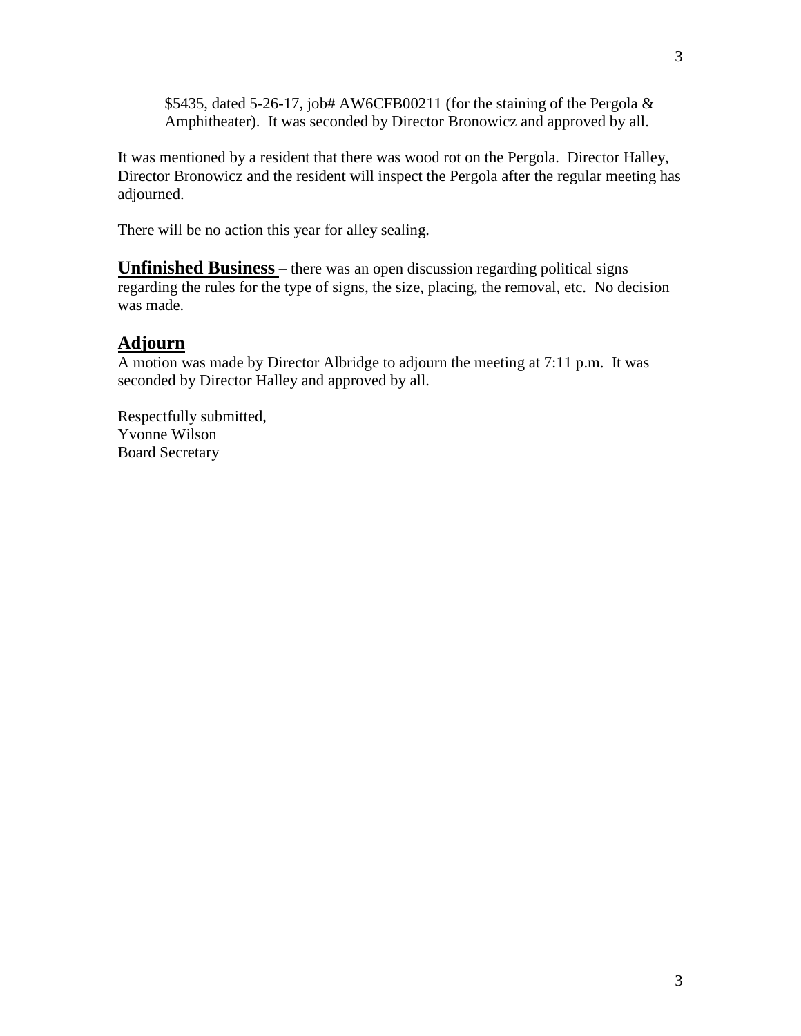$5435, dated 5-26-17, job# AW6CFB00211 (for the staining of the Pergola & Amphitheater). It was seconded by Director Bronowicz and approved by all.

It was mentioned by a resident that there was wood rot on the Pergola. Director Halley, Director Bronowicz and the resident will inspect the Pergola after the regular meeting has adjourned.

There will be no action this year for alley sealing.

**Unfinished Business** – there was an open discussion regarding political signs regarding the rules for the type of signs, the size, placing, the removal, etc. No decision was made.

## Adjourn

A motion was made by Director Albridge to adjourn the meeting at 7:11 p.m. It was seconded by Director Halley and approved by all.

Respectfully submitted,
Yvonne Wilson
Board Secretary